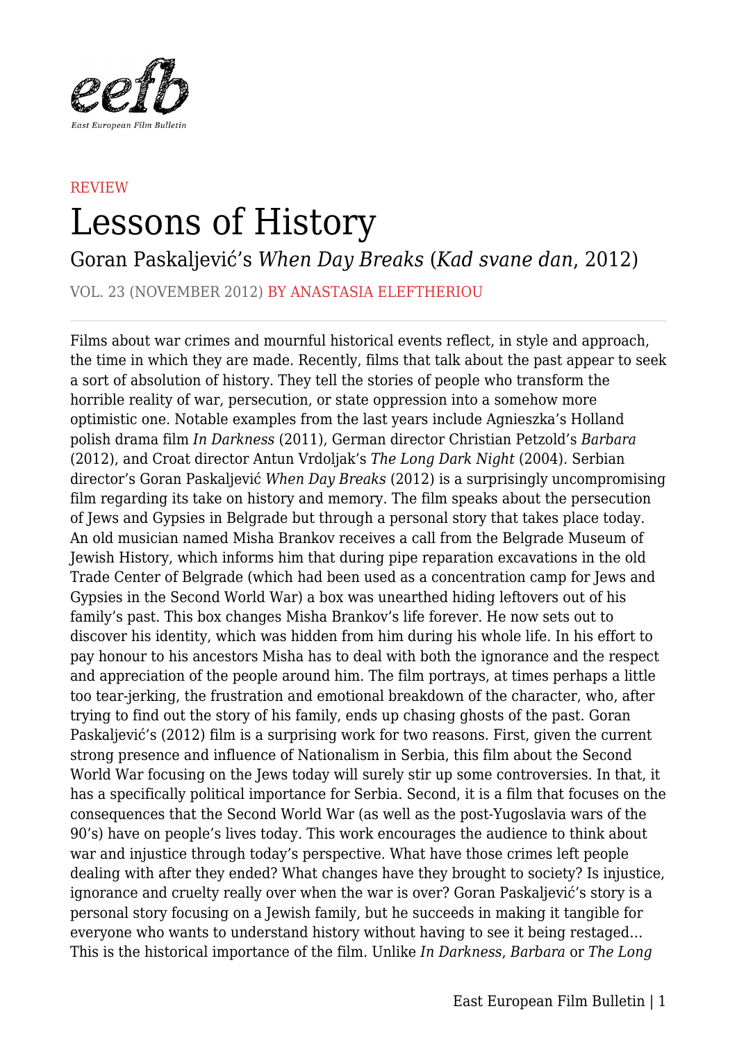REVIEW

# Lessons of History

## Goran Paskaljević's *When Day Breaks* (*Kad svane dan*, 2012)

VOL. 23 (NOVEMBER 2012) BY ANASTASIA ELEFTHERIOU

---

Films about war crimes and mournful historical events reflect, in style and approach, the time in which they are made. Recently, films that talk about the past appear to seek a sort of absolution of history. They tell the stories of people who transform the horrible reality of war, persecution, or state oppression into a somehow more optimistic one. Notable examples from the last years include Agnieszka's Holland polish drama film *In Darkness* (2011), German director Christian Petzold's *Barbara* (2012), and Croat director Antun Vrdoljak's *The Long Dark Night* (2004). Serbian director's Goran Paskaljević *When Day Breaks* (2012) is a surprisingly uncompromising film regarding its take on history and memory. The film speaks about the persecution of Jews and Gypsies in Belgrade but through a personal story that takes place today. An old musician named Misha Brankov receives a call from the Belgrade Museum of Jewish History, which informs him that during pipe reparation excavations in the old Trade Center of Belgrade (which had been used as a concentration camp for Jews and Gypsies in the Second World War) a box was unearthed hiding leftovers out of his family's past. This box changes Misha Brankov's life forever. He now sets out to discover his identity, which was hidden from him during his whole life. In his effort to pay honour to his ancestors Misha has to deal with both the ignorance and the respect and appreciation of the people around him. The film portrays, at times perhaps a little too tear-jerking, the frustration and emotional breakdown of the character, who, after trying to find out the story of his family, ends up chasing ghosts of the past. Goran Paskaljević's (2012) film is a surprising work for two reasons. First, given the current strong presence and influence of Nationalism in Serbia, this film about the Second World War focusing on the Jews today will surely stir up some controversies. In that, it has a specifically political importance for Serbia. Second, it is a film that focuses on the consequences that the Second World War (as well as the post-Yugoslavia wars of the 90's) have on people's lives today. This work encourages the audience to think about war and injustice through today's perspective. What have those crimes left people dealing with after they ended? What changes have they brought to society? Is injustice, ignorance and cruelty really over when the war is over? Goran Paskaljević's story is a personal story focusing on a Jewish family, but he succeeds in making it tangible for everyone who wants to understand history without having to see it being restaged… This is the historical importance of the film. Unlike *In Darkness*, *Barbara* or *The Long*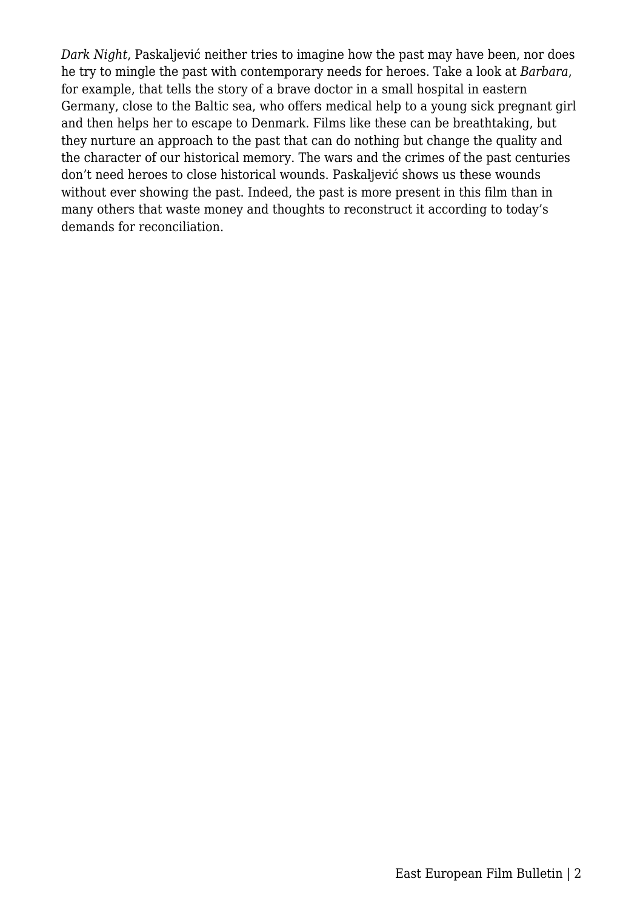*Dark Night*, Paskaljević neither tries to imagine how the past may have been, nor does he try to mingle the past with contemporary needs for heroes. Take a look at *Barbara*, for example, that tells the story of a brave doctor in a small hospital in eastern Germany, close to the Baltic sea, who offers medical help to a young sick pregnant girl and then helps her to escape to Denmark. Films like these can be breathtaking, but they nurture an approach to the past that can do nothing but change the quality and the character of our historical memory. The wars and the crimes of the past centuries don't need heroes to close historical wounds. Paskaljević shows us these wounds without ever showing the past. Indeed, the past is more present in this film than in many others that waste money and thoughts to reconstruct it according to today's demands for reconciliation.